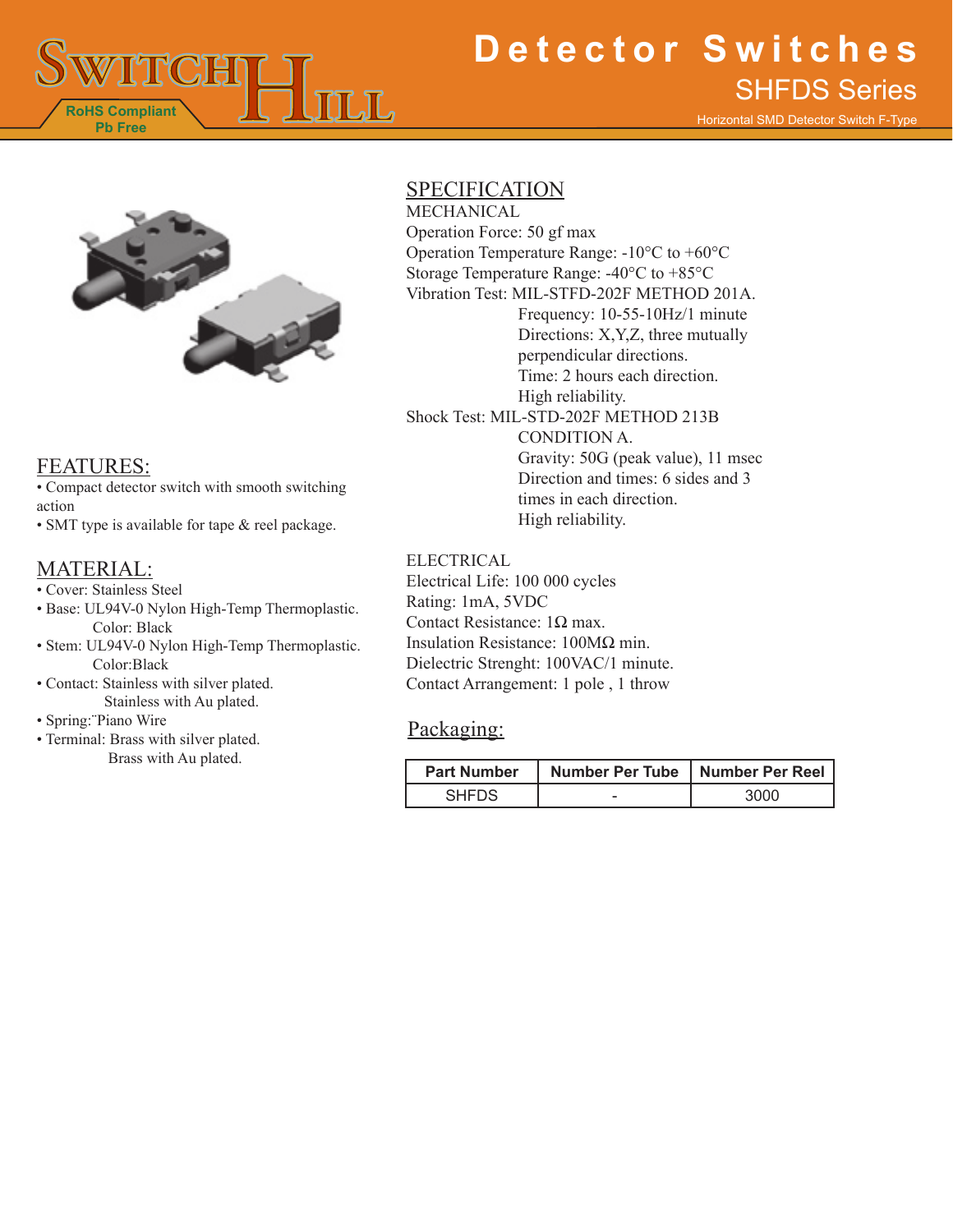# Detector Switches

## SHFDS Series

Horizontal SMD Detector Switch F-Type

RoHS Compliant
Pb Free

## FEATURES:

- Compact detector switch with smooth switching action
- SMT type is available for tape & reel package.

## MATERIAL:

- Cover: Stainless Steel
- Base: UL94V-0 Nylon High-Temp Thermoplastic.
  Color: Black
- Stem: UL94V-0 Nylon High-Temp Thermoplastic.
  Color:Black
- Contact: Stainless with silver plated.
  Stainless with Au plated.
- Spring:¨Piano Wire
- Terminal: Brass with silver plated.
  Brass with Au plated.

## SPECIFICATION

MECHANICAL

Operation Force: 50 gf max

Operation Temperature Range: -10°C to +60°C

Storage Temperature Range: -40°C to +85°C

Vibration Test: MIL-STFD-202F METHOD 201A.
Frequency: 10-55-10Hz/1 minute
Directions: X,Y,Z, three mutually perpendicular directions.
Time: 2 hours each direction.
High reliability.

Shock Test: MIL-STD-202F METHOD 213B CONDITION A.
Gravity: 50G (peak value), 11 msec
Direction and times: 6 sides and 3 times in each direction.
High reliability.

ELECTRICAL

Electrical Life: 100 000 cycles

Rating: 1mA, 5VDC

Contact Resistance: 1Ω max.

Insulation Resistance: 100MΩ min.

Dielectric Strenght: 100VAC/1 minute.

Contact Arrangement: 1 pole , 1 throw

## Packaging:

| Part Number | Number Per Tube | Number Per Reel |
|---|---|---|
| SHFDS | - | 3000 |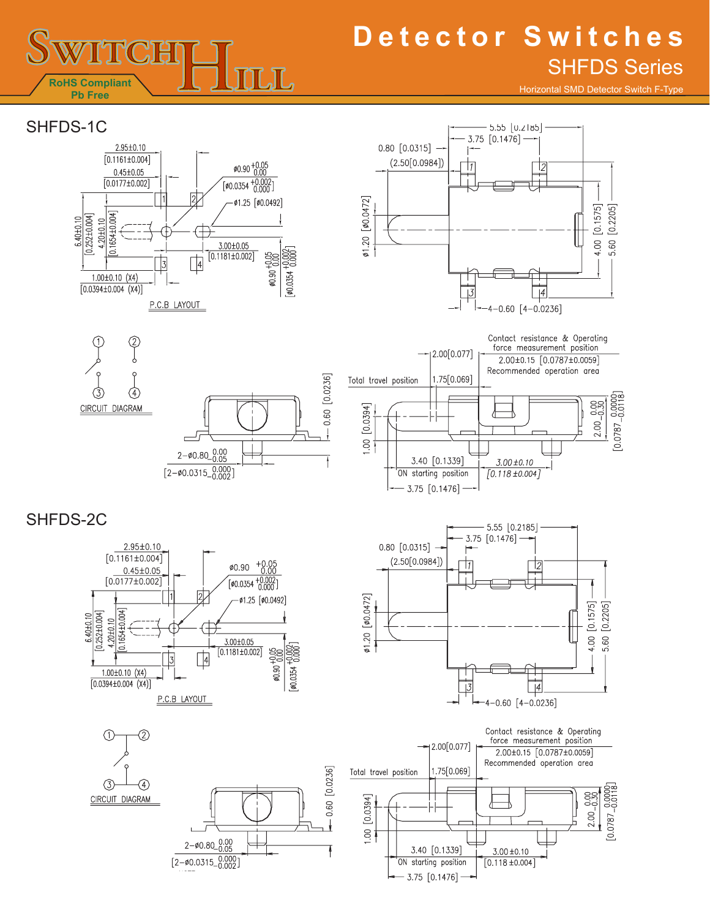# Detector Switches

## SHFDS Series

Horizontal SMD Detector Switch F-Type

RoHS Compliant
Pb Free

## SHFDS-1C

2.95±0.10 [0.1161±0.004]
0.45±0.05 [0.0177±0.002]
ø0.90 +0.05/0.00 [ø0.0354 +0.002/0.000]
ø1.25 [ø0.0492]
6.40±0.10 [0.252±0.004]
4.20±0.10 [0.1654±0.004]
3.00±0.05 [0.1181±0.002]
1.00±0.10 (X4) [0.0394±0.004 (X4)]
ø0.90 +0.05/0.00 [ø0.0354 +0.002/0.000]

P.C.B LAYOUT

5.55 [0.2185]
3.75 [0.1476]
0.80 [0.0315]
(2.50[0.0984])
ø1.20 [ø0.0472]
4.00 [0.1575]
5.60 [0.2205]
4–0.60 [4–0.0236]

CIRCUIT DIAGRAM

0.60 [0.0236]
2–ø0.80 0.00/−0.05 [2–ø0.0315 0.000/−0.002]

Contact resistance & Operating force measurement position
2.00[0.077]
2.00±0.15 [0.0787±0.0059]
Recommended operation area
Total travel position
1.75[0.069]
1.00 [0.0394]
2.00 0.00/−0.30 [0.0787 0.0000/−0.0118]
3.40 [0.1339]
ON starting position
3.00±0.10 [0.118±0.004]
3.75 [0.1476]

## SHFDS-2C

2.95±0.10 [0.1161±0.004]
0.45±0.05 [0.0177±0.002]
ø0.90 +0.05/0.00 [ø0.0354 +0.002/0.000]
ø1.25 [ø0.0492]
6.40±0.10 [0.252±0.004]
4.20±0.10 [0.1654±0.004]
3.00±0.05 [0.1181±0.002]
1.00±0.10 (X4) [0.0394±0.004 (X4)]
ø0.90 +0.05/0.00 [ø0.0354 +0.002/0.000]

P.C.B LAYOUT

5.55 [0.2185]
3.75 [0.1476]
0.80 [0.0315]
(2.50[0.0984])
ø1.20 [ø0.0472]
4.00 [0.1575]
5.60 [0.2205]
4–0.60 [4–0.0236]

CIRCUIT DIAGRAM

0.60 [0.0236]
2–ø0.80 0.00/−0.05 [2–ø0.0315 0.000/−0.002]

Contact resistance & Operating force measurement position
2.00[0.077]
2.00±0.15 [0.0787±0.0059]
Recommended operation area
Total travel position
1.75[0.069]
1.00 [0.0394]
2.00 0.00/−0.30 [0.0787 0.0000/−0.0118]
3.40 [0.1339]
ON starting position
3.00±0.10 [0.118±0.004]
3.75 [0.1476]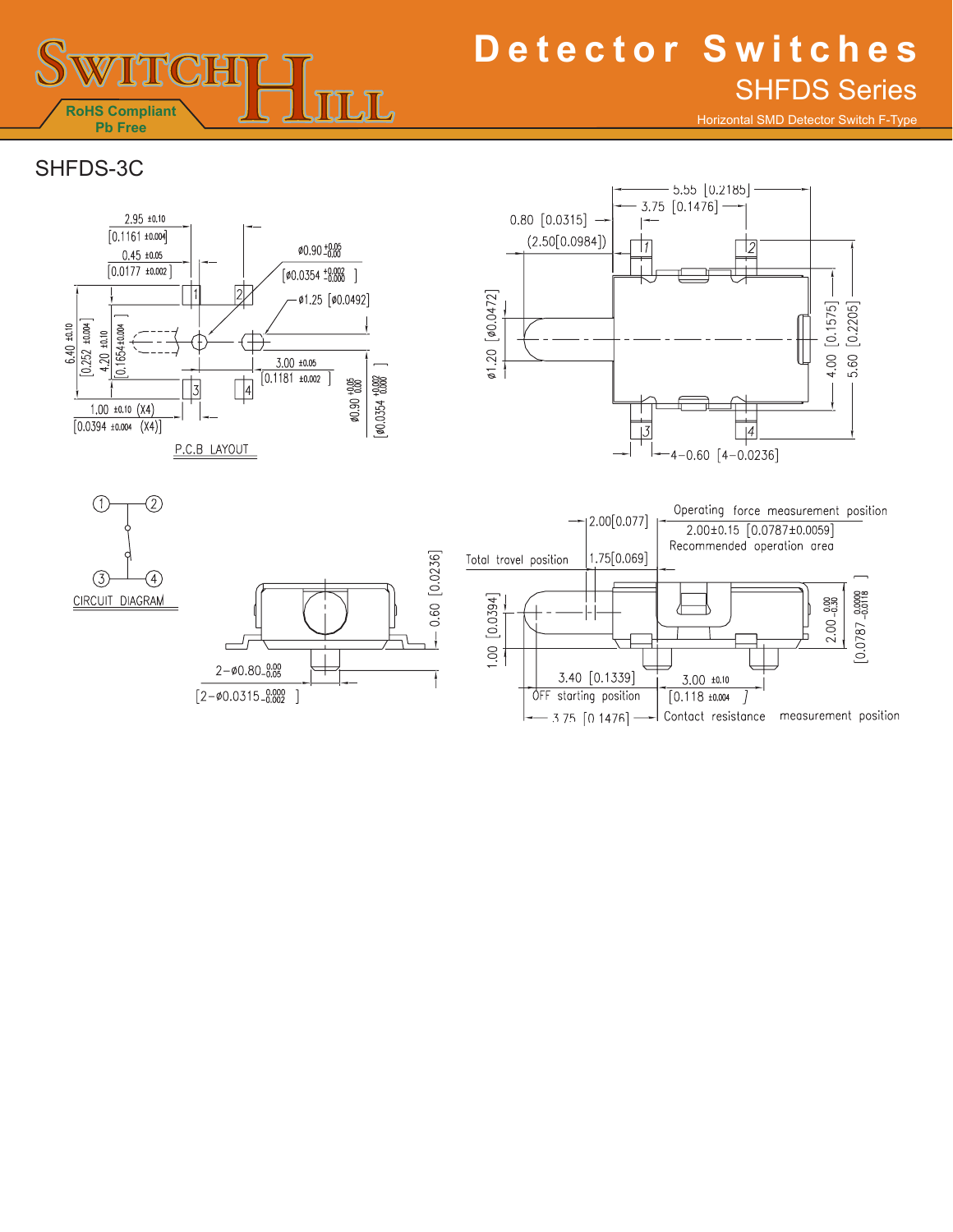# Detector Switches

## SHFDS Series

Horizontal SMD Detector Switch F-Type

RoHS Compliant
Pb Free

## SHFDS-3C

**P.C.B LAYOUT**

- 2.95 ±0.10 [0.1161 ±0.004]
- 0.45 ±0.05 [0.0177 ±0.002]
- ø0.90 $^{+0.05}_{-0.00}$ [ø0.0354 $^{+0.002}_{-0.000}$]
- ø1.25 [ø0.0492]
- 6.40 ±0.10 [0.252 ±0.004]
- 4.20 ±0.10 [0.1654±0.004]
- 3.00 ±0.05 [0.1181 ±0.002]
- 1.00 ±0.10 (X4) [0.0394 ±0.004 (X4)]
- ø0.90 $^{+0.05}_{0.00}$ [ø0.0354 $^{+0.002}_{0.000}$]

**Top view**

- 5.55 [0.2185]
- 3.75 [0.1476]
- 0.80 [0.0315]
- (2.50[0.0984])
- ø1.20 [ø0.0472]
- 4.00 [0.1575]
- 5.60 [0.2205]
- 4–0.60 [4–0.0236]

**CIRCUIT DIAGRAM**

**Front view**

- 0.60 [0.0236]
- 2–ø0.80 $^{0.00}_{-0.05}$ [2–ø0.0315 $^{0.000}_{-0.002}$]

**Side view**

- 2.00[0.077]
- Total travel position
- 1.75[0.069]
- Operating force measurement position
- 2.00±0.15 [0.0787±0.0059]
- Recommended operation area
- 1.00 [0.0394]
- 2.00 $^{0.00}_{-0.30}$ [0.0787 $^{0.0000}_{-0.0118}$]
- 3.40 [0.1339]
- OFF starting position
- 3.00 ±0.10 [0.118 ±0.004]
- 3.75 [0.1476]
- Contact resistance measurement position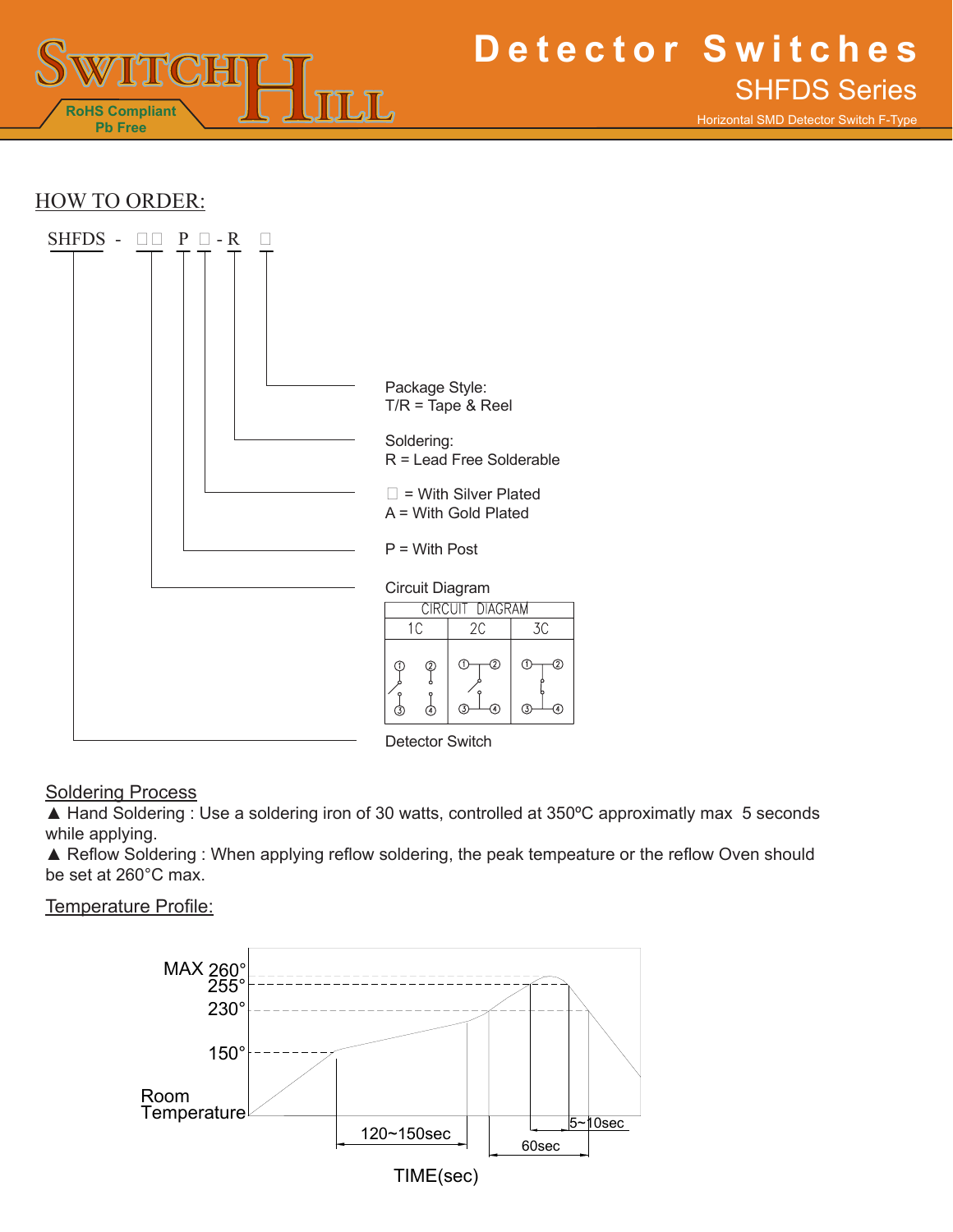# Detector Switches

## SHFDS Series

Horizontal SMD Detector Switch F-Type

RoHS Compliant
Pb Free

## HOW TO ORDER:

SHFDS - □□ P □ - R □

Package Style:
T/R = Tape & Reel

Soldering:
R = Lead Free Solderable

□ = With Silver Plated
A = With Gold Plated

P = With Post

Circuit Diagram

CIRCUIT DIAGRAM
1C
2C
3C

Detector Switch

## Soldering Process

▲ Hand Soldering : Use a soldering iron of 30 watts, controlled at 350ºC approximatly max 5 seconds while applying.

▲ Reflow Soldering : When applying reflow soldering, the peak tempeature or the reflow Oven should be set at 260°C max.

## Temperature Profile:

MAX 260°
255°
230°
150°
Room Temperature
120~150sec
60sec
5~10sec
TIME(sec)